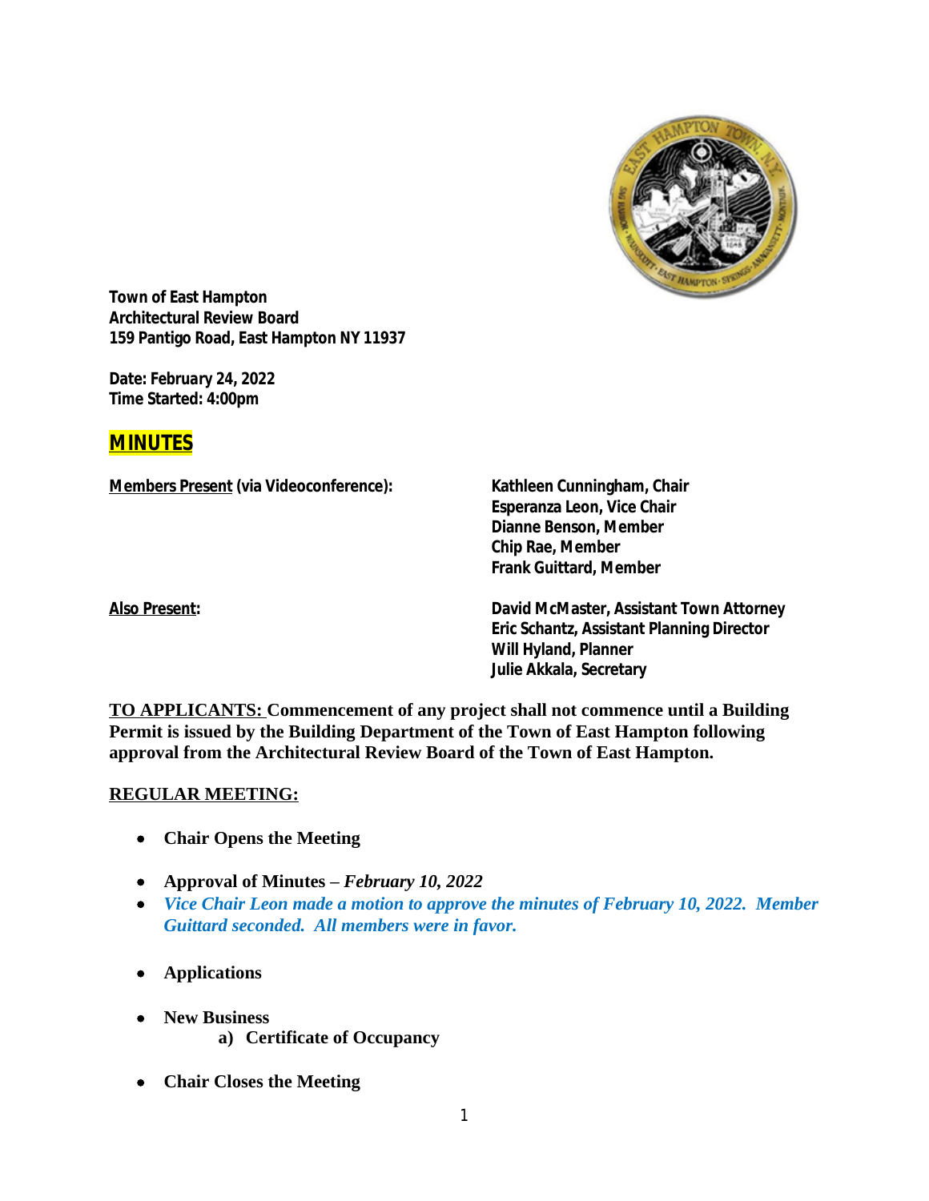**Town of East Hampton**
**Architectural Review Board**
**159 Pantigo Road, East Hampton NY 11937**

**Date: February 24, 2022**
**Time Started: 4:00pm**

# MINUTES

**Members Present (via Videoconference):**

- **Kathleen Cunningham, Chair**
- **Esperanza Leon, Vice Chair**
- **Dianne Benson, Member**
- **Chip Rae, Member**
- **Frank Guittard, Member**

**Also Present:**

- **David McMaster, Assistant Town Attorney**
- **Eric Schantz, Assistant Planning Director**
- **Will Hyland, Planner**
- **Julie Akkala, Secretary**

**TO APPLICANTS: Commencement of any project shall not commence until a Building Permit is issued by the Building Department of the Town of East Hampton following approval from the Architectural Review Board of the Town of East Hampton.**

**REGULAR MEETING:**

- **Chair Opens the Meeting**
- **Approval of Minutes –** ***February 10, 2022***
- ***Vice Chair Leon made a motion to approve the minutes of February 10, 2022. Member Guittard seconded. All members were in favor.***
- **Applications**
- **New Business**
  a) **Certificate of Occupancy**
- **Chair Closes the Meeting**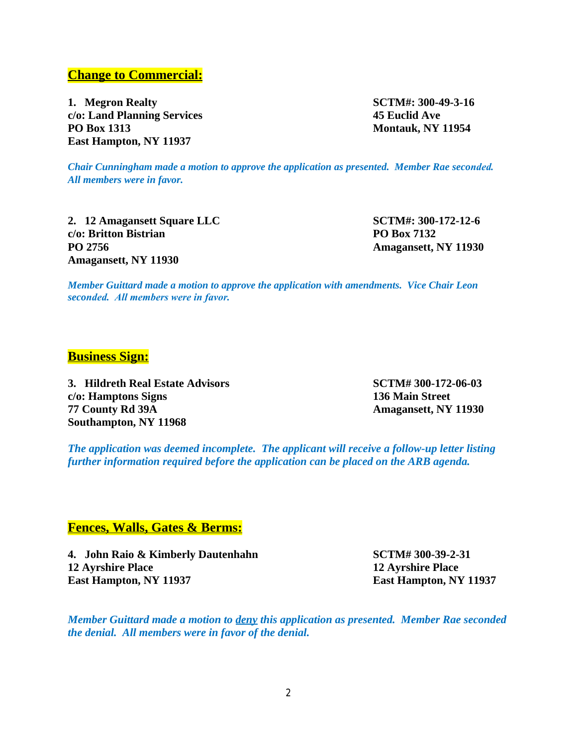## Change to Commercial:

**1. Megron Realty**
**c/o: Land Planning Services**
**PO Box 1313**
**East Hampton, NY 11937**

**SCTM#: 300-49-3-16**
**45 Euclid Ave**
**Montauk, NY 11954**

*Chair Cunningham made a motion to approve the application as presented. Member Rae seconded. All members were in favor.*

**2. 12 Amagansett Square LLC**
**c/o: Britton Bistrian**
**PO 2756**
**Amagansett, NY 11930**

**SCTM#: 300-172-12-6**
**PO Box 7132**
**Amagansett, NY 11930**

*Member Guittard made a motion to approve the application with amendments. Vice Chair Leon seconded. All members were in favor.*

## Business Sign:

**3. Hildreth Real Estate Advisors**
**c/o: Hamptons Signs**
**77 County Rd 39A**
**Southampton, NY 11968**

**SCTM# 300-172-06-03**
**136 Main Street**
**Amagansett, NY 11930**

*The application was deemed incomplete. The applicant will receive a follow-up letter listing further information required before the application can be placed on the ARB agenda.*

## Fences, Walls, Gates & Berms:

**4. John Raio & Kimberly Dautenhahn**
**12 Ayrshire Place**
**East Hampton, NY 11937**

**SCTM# 300-39-2-31**
**12 Ayrshire Place**
**East Hampton, NY 11937**

*Member Guittard made a motion to <u>deny</u> this application as presented. Member Rae seconded the denial. All members were in favor of the denial.*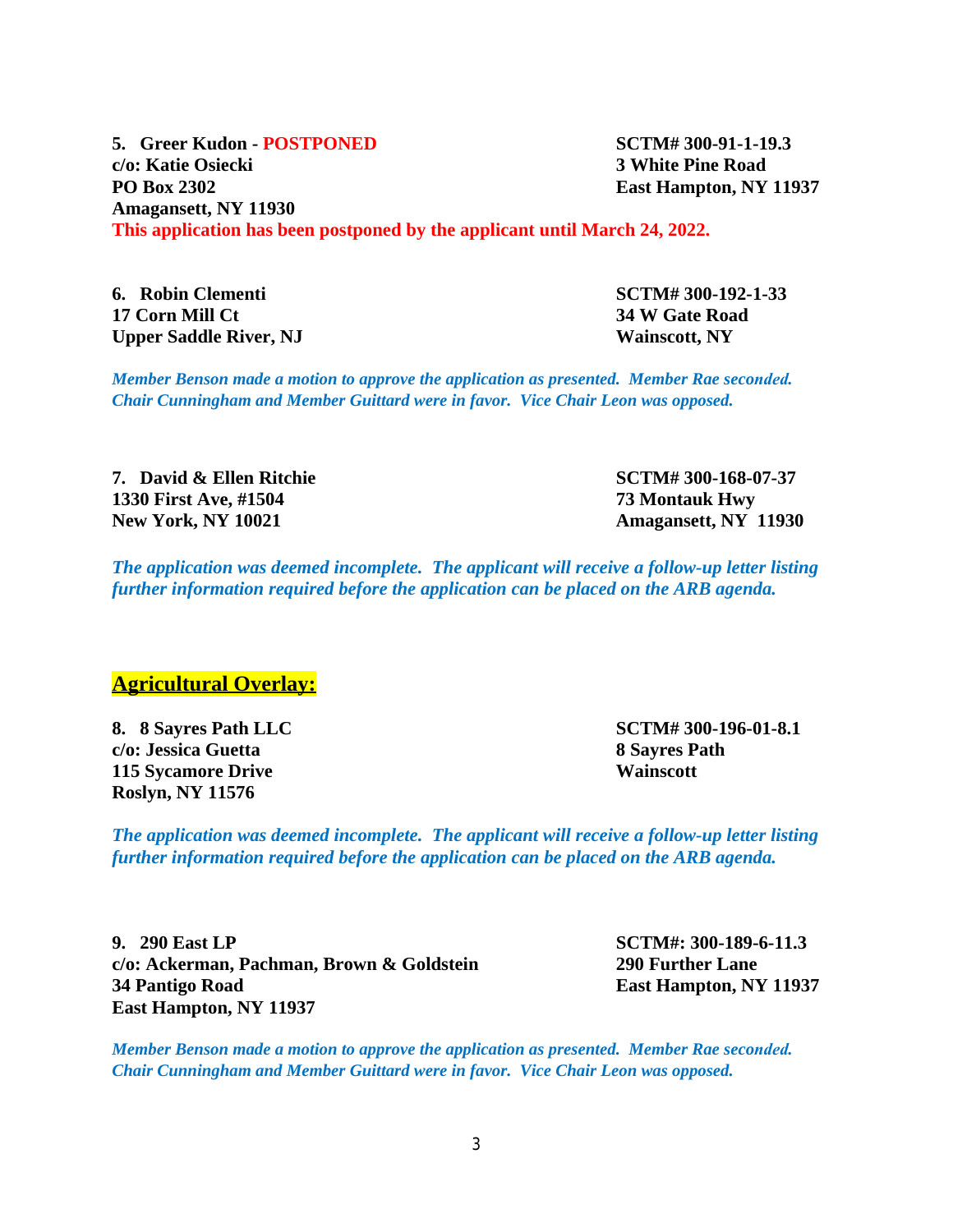**5. Greer Kudon - POSTPONED**
**c/o: Katie Osiecki**
**PO Box 2302**
**Amagansett, NY 11930**

**SCTM# 300-91-1-19.3**
**3 White Pine Road**
**East Hampton, NY 11937**

**This application has been postponed by the applicant until March 24, 2022.**

**6. Robin Clementi**
**17 Corn Mill Ct**
**Upper Saddle River, NJ**

**SCTM# 300-192-1-33**
**34 W Gate Road**
**Wainscott, NY**

***Member Benson made a motion to approve the application as presented. Member Rae seconded. Chair Cunningham and Member Guittard were in favor. Vice Chair Leon was opposed.***

**7. David & Ellen Ritchie**
**1330 First Ave, #1504**
**New York, NY 10021**

**SCTM# 300-168-07-37**
**73 Montauk Hwy**
**Amagansett, NY 11930**

***The application was deemed incomplete. The applicant will receive a follow-up letter listing further information required before the application can be placed on the ARB agenda.***

## Agricultural Overlay:

**8. 8 Sayres Path LLC**
**c/o: Jessica Guetta**
**115 Sycamore Drive**
**Roslyn, NY 11576**

**SCTM# 300-196-01-8.1**
**8 Sayres Path**
**Wainscott**

***The application was deemed incomplete. The applicant will receive a follow-up letter listing further information required before the application can be placed on the ARB agenda.***

**9. 290 East LP**
**c/o: Ackerman, Pachman, Brown & Goldstein**
**34 Pantigo Road**
**East Hampton, NY 11937**

**SCTM#: 300-189-6-11.3**
**290 Further Lane**
**East Hampton, NY 11937**

***Member Benson made a motion to approve the application as presented. Member Rae seconded. Chair Cunningham and Member Guittard were in favor. Vice Chair Leon was opposed.***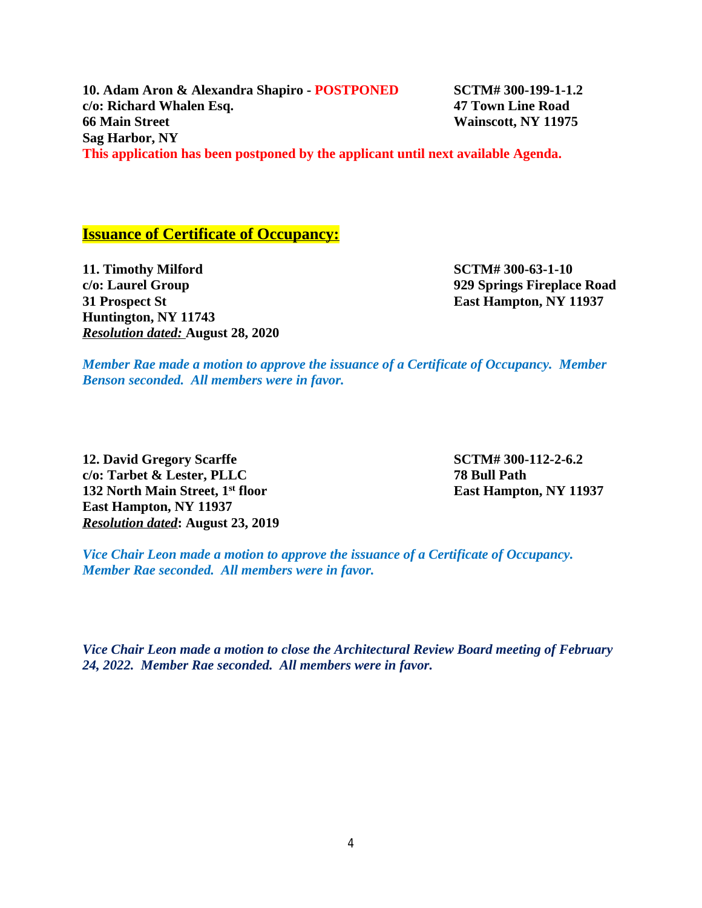**10. Adam Aron & Alexandra Shapiro - POSTPONED**
**c/o: Richard Whalen Esq.**
**66 Main Street**
**Sag Harbor, NY**

**SCTM# 300-199-1-1.2**
**47 Town Line Road**
**Wainscott, NY 11975**

**This application has been postponed by the applicant until next available Agenda.**

## Issuance of Certificate of Occupancy:

**11. Timothy Milford**
**c/o: Laurel Group**
**31 Prospect St**
**Huntington, NY 11743**
***Resolution dated:*** **August 28, 2020**

**SCTM# 300-63-1-10**
**929 Springs Fireplace Road**
**East Hampton, NY 11937**

***Member Rae made a motion to approve the issuance of a Certificate of Occupancy. Member Benson seconded. All members were in favor.***

**12. David Gregory Scarffe**
**c/o: Tarbet & Lester, PLLC**
**132 North Main Street, 1st floor**
**East Hampton, NY 11937**
***Resolution dated*****: August 23, 2019**

**SCTM# 300-112-2-6.2**
**78 Bull Path**
**East Hampton, NY 11937**

***Vice Chair Leon made a motion to approve the issuance of a Certificate of Occupancy. Member Rae seconded. All members were in favor.***

***Vice Chair Leon made a motion to close the Architectural Review Board meeting of February 24, 2022. Member Rae seconded. All members were in favor.***